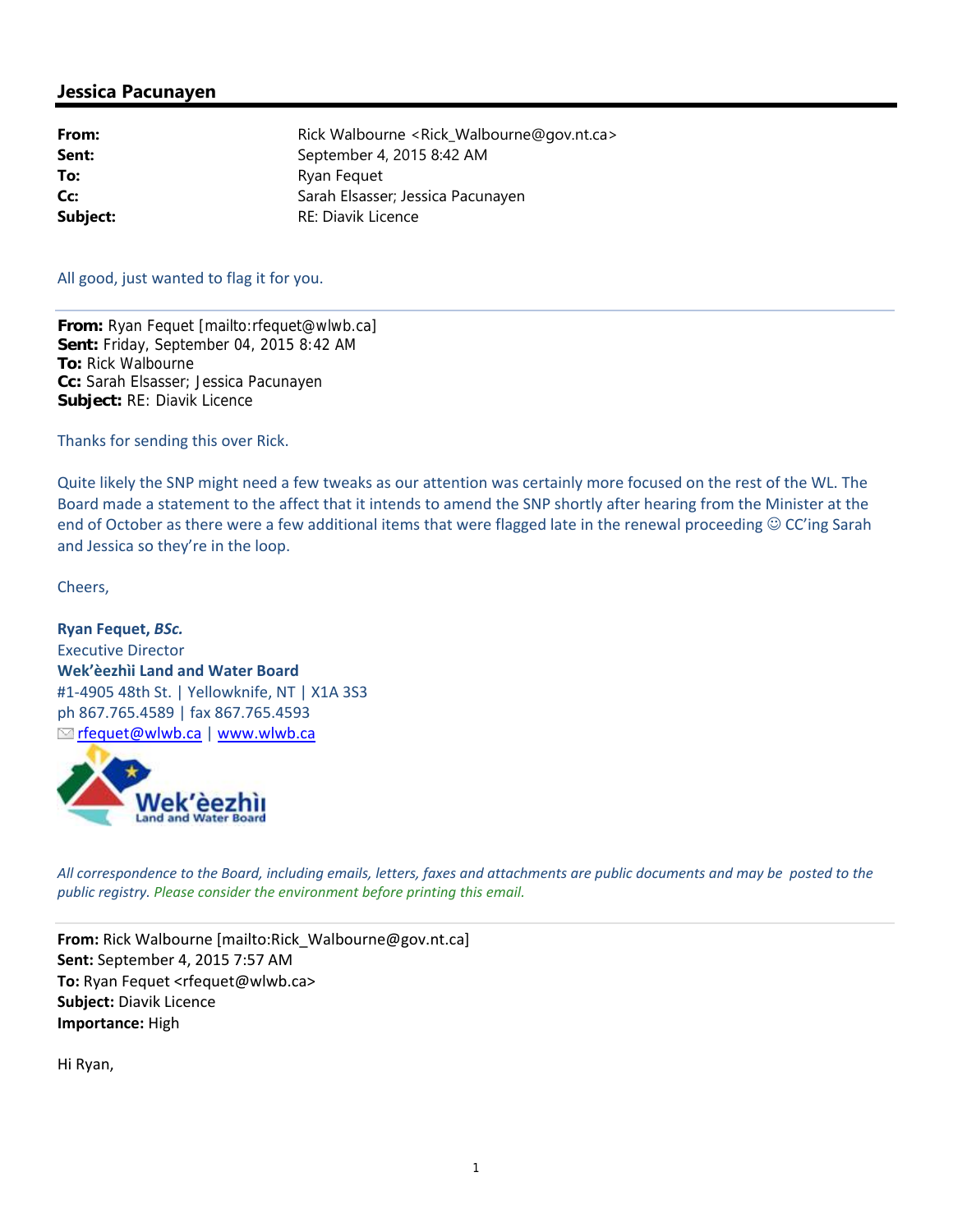## Jessica Pacunayen

| | |
|---|---|
| **From:** | Rick Walbourne <Rick_Walbourne@gov.nt.ca> |
| **Sent:** | September 4, 2015 8:42 AM |
| **To:** | Ryan Fequet |
| **Cc:** | Sarah Elsasser; Jessica Pacunayen |
| **Subject:** | RE: Diavik Licence |

All good, just wanted to flag it for you.

---

**From:** Ryan Fequet [mailto:rfequet@wlwb.ca]
**Sent:** Friday, September 04, 2015 8:42 AM
**To:** Rick Walbourne
**Cc:** Sarah Elsasser; Jessica Pacunayen
**Subject:** RE: Diavik Licence

Thanks for sending this over Rick.

Quite likely the SNP might need a few tweaks as our attention was certainly more focused on the rest of the WL. The Board made a statement to the affect that it intends to amend the SNP shortly after hearing from the Minister at the end of October as there were a few additional items that were flagged late in the renewal proceeding ☺ CC'ing Sarah and Jessica so they're in the loop.

Cheers,

**Ryan Fequet, *BSc.***
Executive Director
**Wek'èezhìi Land and Water Board**
#1-4905 48th St. | Yellowknife, NT | X1A 3S3
ph 867.765.4589 | fax 867.765.4593
rfequet@wlwb.ca | www.wlwb.ca

*All correspondence to the Board, including emails, letters, faxes and attachments are public documents and may be posted to the public registry. Please consider the environment before printing this email.*

---

**From:** Rick Walbourne [mailto:Rick_Walbourne@gov.nt.ca]
**Sent:** September 4, 2015 7:57 AM
**To:** Ryan Fequet <rfequet@wlwb.ca>
**Subject:** Diavik Licence
**Importance:** High

Hi Ryan,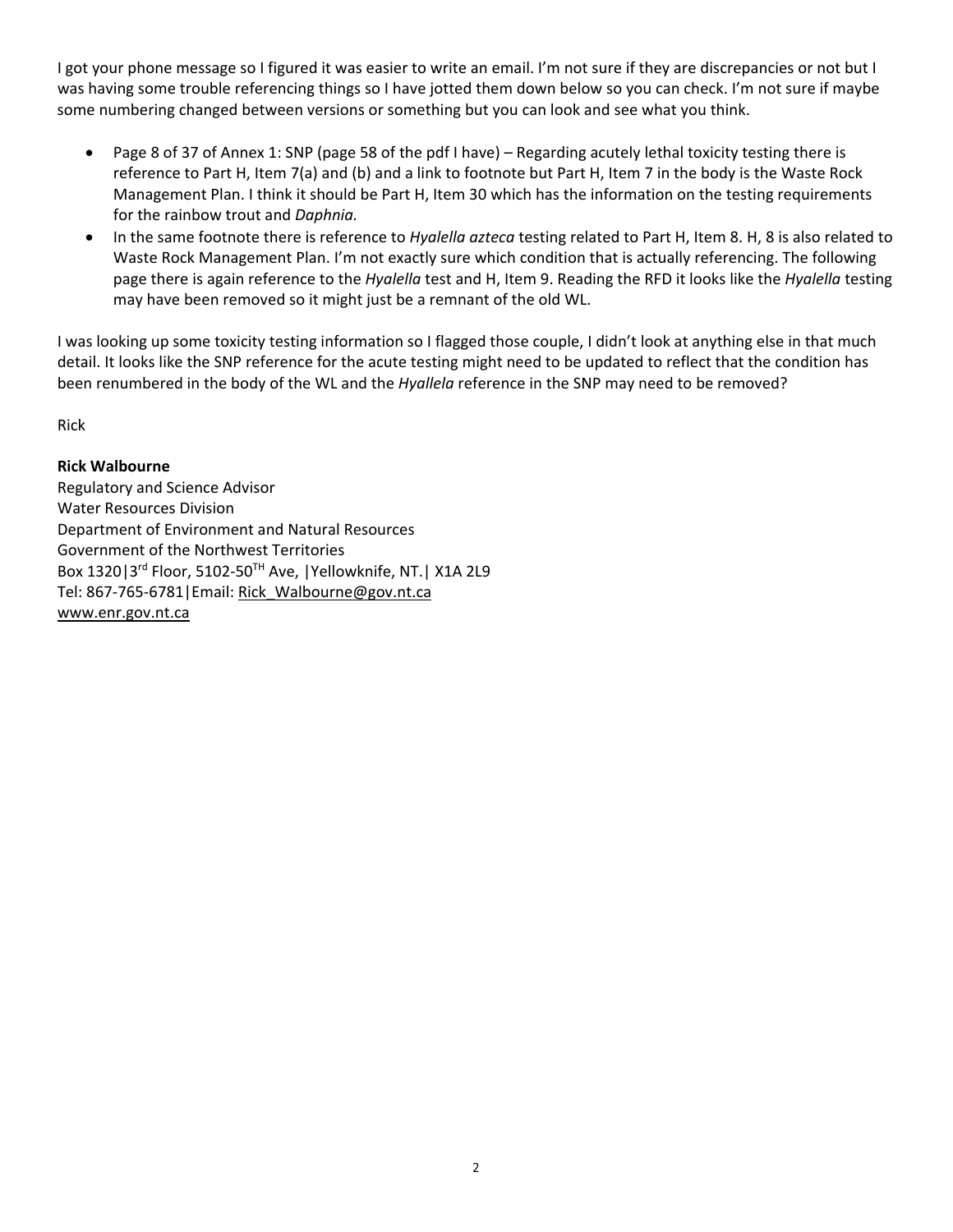I got your phone message so I figured it was easier to write an email. I'm not sure if they are discrepancies or not but I was having some trouble referencing things so I have jotted them down below so you can check. I'm not sure if maybe some numbering changed between versions or something but you can look and see what you think.

- Page 8 of 37 of Annex 1: SNP (page 58 of the pdf I have) – Regarding acutely lethal toxicity testing there is reference to Part H, Item 7(a) and (b) and a link to footnote but Part H, Item 7 in the body is the Waste Rock Management Plan. I think it should be Part H, Item 30 which has the information on the testing requirements for the rainbow trout and *Daphnia.*
- In the same footnote there is reference to *Hyalella azteca* testing related to Part H, Item 8. H, 8 is also related to Waste Rock Management Plan. I'm not exactly sure which condition that is actually referencing. The following page there is again reference to the *Hyalella* test and H, Item 9. Reading the RFD it looks like the *Hyalella* testing may have been removed so it might just be a remnant of the old WL.

I was looking up some toxicity testing information so I flagged those couple, I didn't look at anything else in that much detail. It looks like the SNP reference for the acute testing might need to be updated to reflect that the condition has been renumbered in the body of the WL and the *Hyallela* reference in the SNP may need to be removed?

Rick

**Rick Walbourne**
Regulatory and Science Advisor
Water Resources Division
Department of Environment and Natural Resources
Government of the Northwest Territories
Box 1320|3rd Floor, 5102-50TH Ave, |Yellowknife, NT.| X1A 2L9
Tel: 867-765-6781|Email: Rick_Walbourne@gov.nt.ca
www.enr.gov.nt.ca